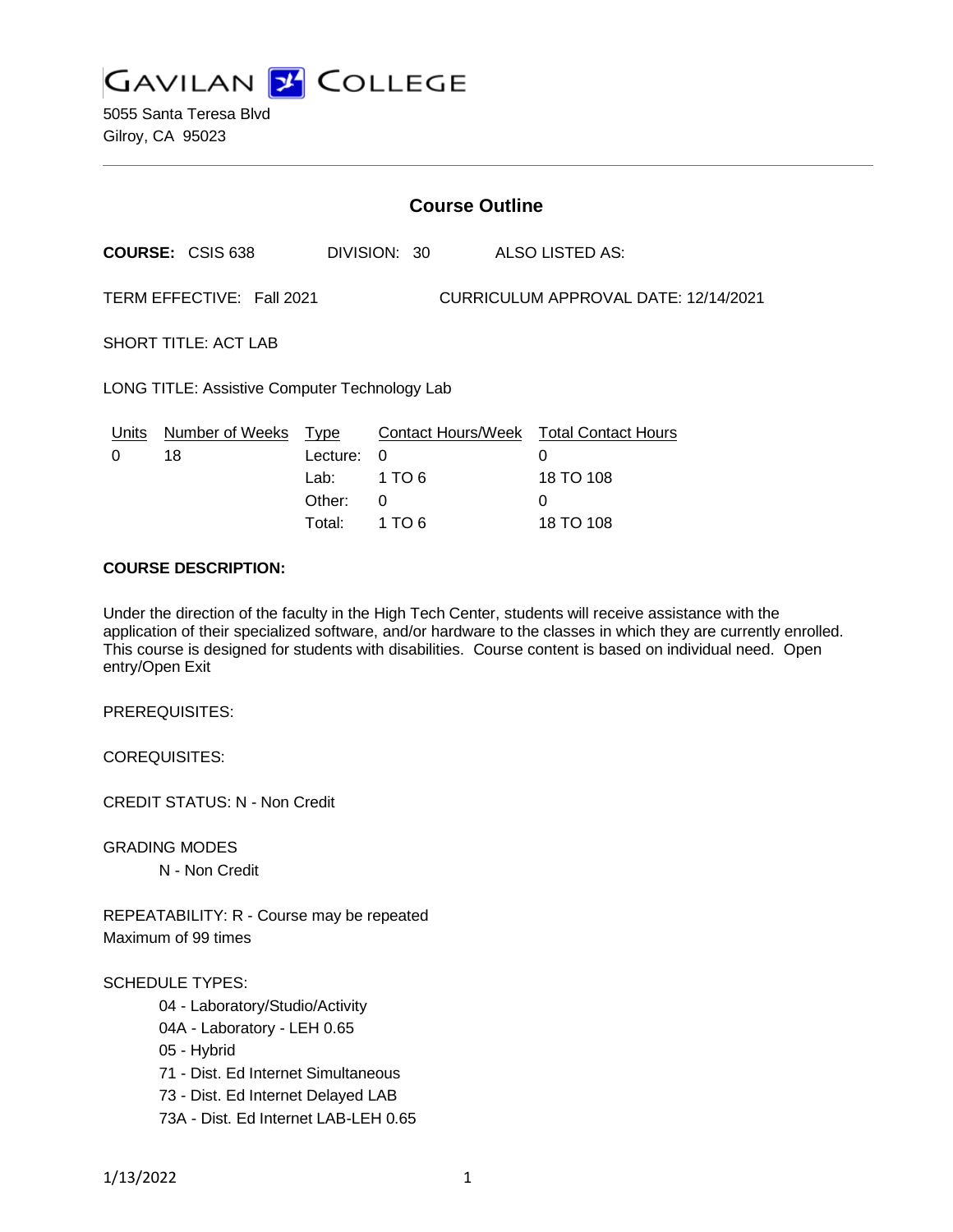# GAVILAN COLLEGE

5055 Santa Teresa Blvd
Gilroy, CA 95023

## Course Outline

**COURSE:** CSIS 638 DIVISION: 30 ALSO LISTED AS:

TERM EFFECTIVE: Fall 2021 CURRICULUM APPROVAL DATE: 12/14/2021

SHORT TITLE: ACT LAB

LONG TITLE: Assistive Computer Technology Lab

| Units | Number of Weeks | Type | Contact Hours/Week | Total Contact Hours |
|---|---|---|---|---|
| 0 | 18 | Lecture: | 0 | 0 |
| | | Lab: | 1 TO 6 | 18 TO 108 |
| | | Other: | 0 | 0 |
| | | Total: | 1 TO 6 | 18 TO 108 |

**COURSE DESCRIPTION:**

Under the direction of the faculty in the High Tech Center, students will receive assistance with the application of their specialized software, and/or hardware to the classes in which they are currently enrolled. This course is designed for students with disabilities. Course content is based on individual need. Open entry/Open Exit

PREREQUISITES:

COREQUISITES:

CREDIT STATUS: N - Non Credit

GRADING MODES

- N - Non Credit

REPEATABILITY: R - Course may be repeated
Maximum of 99 times

SCHEDULE TYPES:

- 04 - Laboratory/Studio/Activity
- 04A - Laboratory - LEH 0.65
- 05 - Hybrid
- 71 - Dist. Ed Internet Simultaneous
- 73 - Dist. Ed Internet Delayed LAB
- 73A - Dist. Ed Internet LAB-LEH 0.65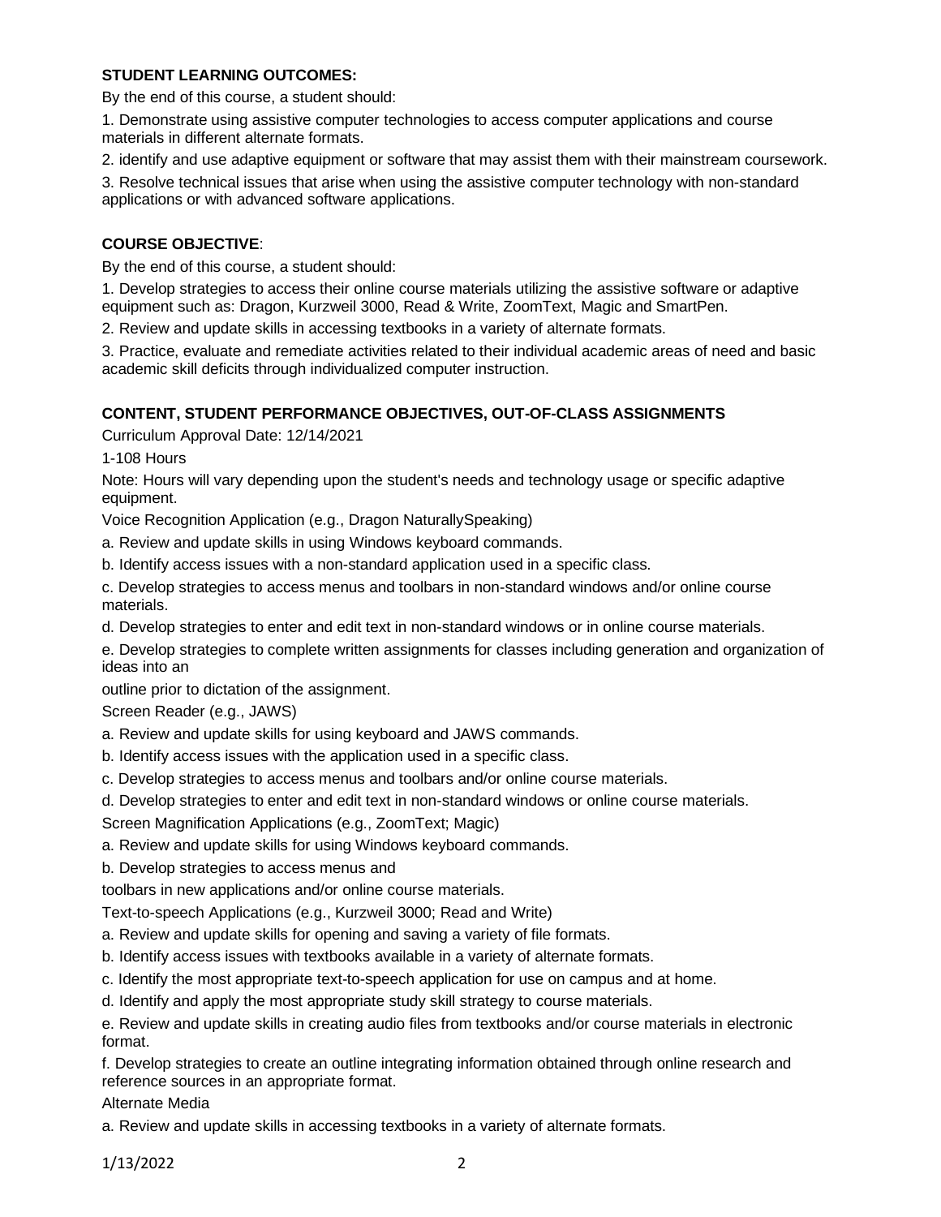**STUDENT LEARNING OUTCOMES:**

By the end of this course, a student should:

1. Demonstrate using assistive computer technologies to access computer applications and course materials in different alternate formats.

2. identify and use adaptive equipment or software that may assist them with their mainstream coursework.

3. Resolve technical issues that arise when using the assistive computer technology with non-standard applications or with advanced software applications.

**COURSE OBJECTIVE**:

By the end of this course, a student should:

1. Develop strategies to access their online course materials utilizing the assistive software or adaptive equipment such as: Dragon, Kurzweil 3000, Read & Write, ZoomText, Magic and SmartPen.

2. Review and update skills in accessing textbooks in a variety of alternate formats.

3. Practice, evaluate and remediate activities related to their individual academic areas of need and basic academic skill deficits through individualized computer instruction.

**CONTENT, STUDENT PERFORMANCE OBJECTIVES, OUT-OF-CLASS ASSIGNMENTS**

Curriculum Approval Date: 12/14/2021

1-108 Hours

Note: Hours will vary depending upon the student's needs and technology usage or specific adaptive equipment.

Voice Recognition Application (e.g., Dragon NaturallySpeaking)

a. Review and update skills in using Windows keyboard commands.

b. Identify access issues with a non-standard application used in a specific class.

c. Develop strategies to access menus and toolbars in non-standard windows and/or online course materials.

d. Develop strategies to enter and edit text in non-standard windows or in online course materials.

e. Develop strategies to complete written assignments for classes including generation and organization of ideas into an outline prior to dictation of the assignment.

Screen Reader (e.g., JAWS)

a. Review and update skills for using keyboard and JAWS commands.

b. Identify access issues with the application used in a specific class.

c. Develop strategies to access menus and toolbars and/or online course materials.

d. Develop strategies to enter and edit text in non-standard windows or online course materials.

Screen Magnification Applications (e.g., ZoomText; Magic)

a. Review and update skills for using Windows keyboard commands.

b. Develop strategies to access menus and toolbars in new applications and/or online course materials.

Text-to-speech Applications (e.g., Kurzweil 3000; Read and Write)

a. Review and update skills for opening and saving a variety of file formats.

b. Identify access issues with textbooks available in a variety of alternate formats.

c. Identify the most appropriate text-to-speech application for use on campus and at home.

d. Identify and apply the most appropriate study skill strategy to course materials.

e. Review and update skills in creating audio files from textbooks and/or course materials in electronic format.

f. Develop strategies to create an outline integrating information obtained through online research and reference sources in an appropriate format.

Alternate Media

a. Review and update skills in accessing textbooks in a variety of alternate formats.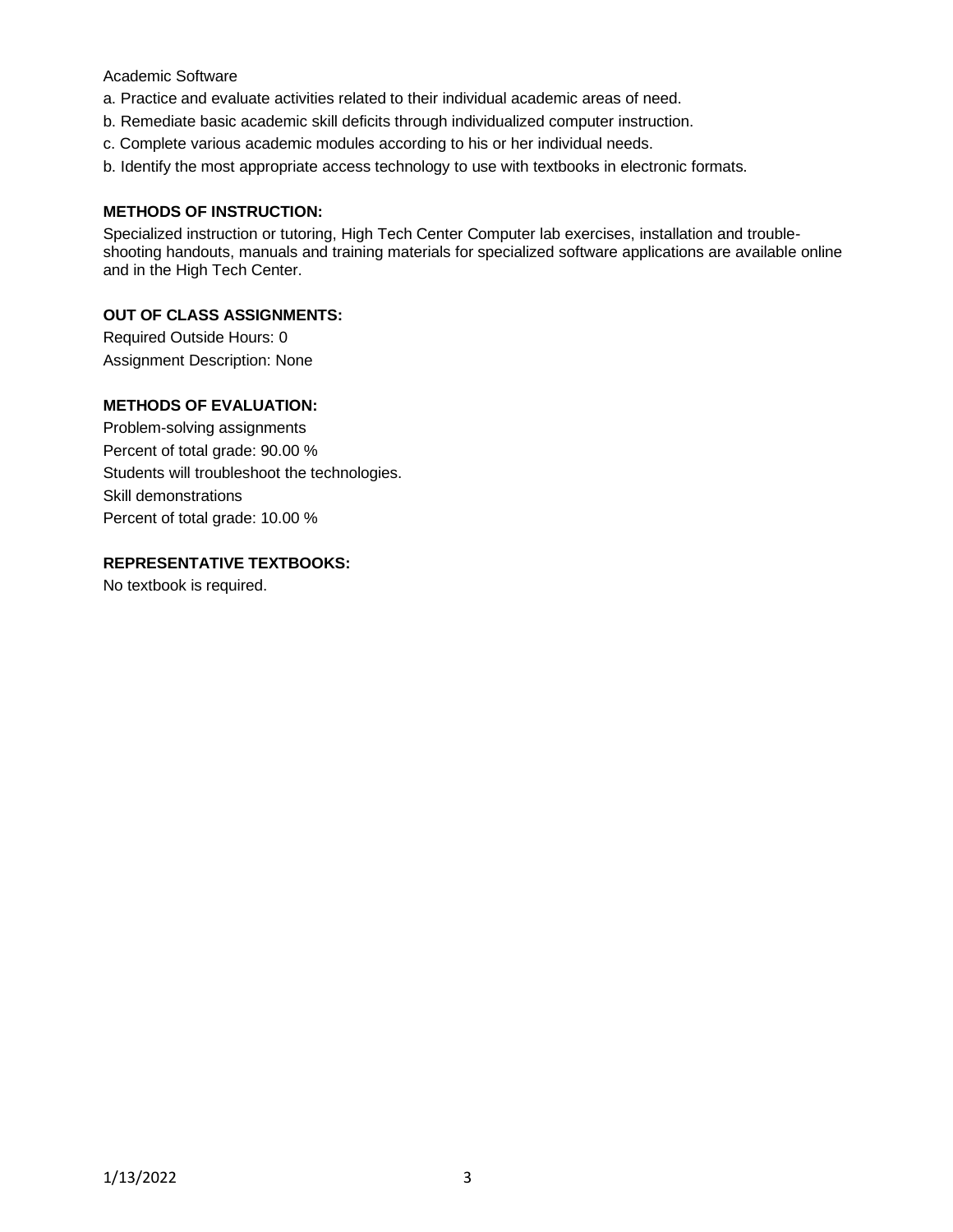Academic Software

a. Practice and evaluate activities related to their individual academic areas of need.

b. Remediate basic academic skill deficits through individualized computer instruction.

c. Complete various academic modules according to his or her individual needs.

b. Identify the most appropriate access technology to use with textbooks in electronic formats.

**METHODS OF INSTRUCTION:**

Specialized instruction or tutoring, High Tech Center Computer lab exercises, installation and trouble-shooting handouts, manuals and training materials for specialized software applications are available online and in the High Tech Center.

**OUT OF CLASS ASSIGNMENTS:**

Required Outside Hours: 0

Assignment Description: None

**METHODS OF EVALUATION:**

Problem-solving assignments

Percent of total grade: 90.00 %

Students will troubleshoot the technologies.

Skill demonstrations

Percent of total grade: 10.00 %

**REPRESENTATIVE TEXTBOOKS:**

No textbook is required.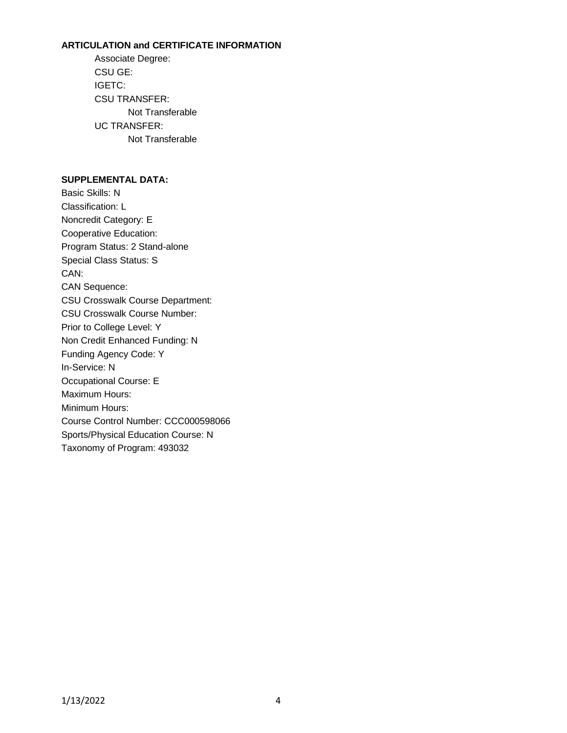**ARTICULATION and CERTIFICATE INFORMATION**

Associate Degree:
CSU GE:
IGETC:
CSU TRANSFER:
Not Transferable
UC TRANSFER:
Not Transferable

**SUPPLEMENTAL DATA:**

Basic Skills: N
Classification: L
Noncredit Category: E
Cooperative Education:
Program Status: 2 Stand-alone
Special Class Status: S
CAN:
CAN Sequence:
CSU Crosswalk Course Department:
CSU Crosswalk Course Number:
Prior to College Level: Y
Non Credit Enhanced Funding: N
Funding Agency Code: Y
In-Service: N
Occupational Course: E
Maximum Hours:
Minimum Hours:
Course Control Number: CCC000598066
Sports/Physical Education Course: N
Taxonomy of Program: 493032